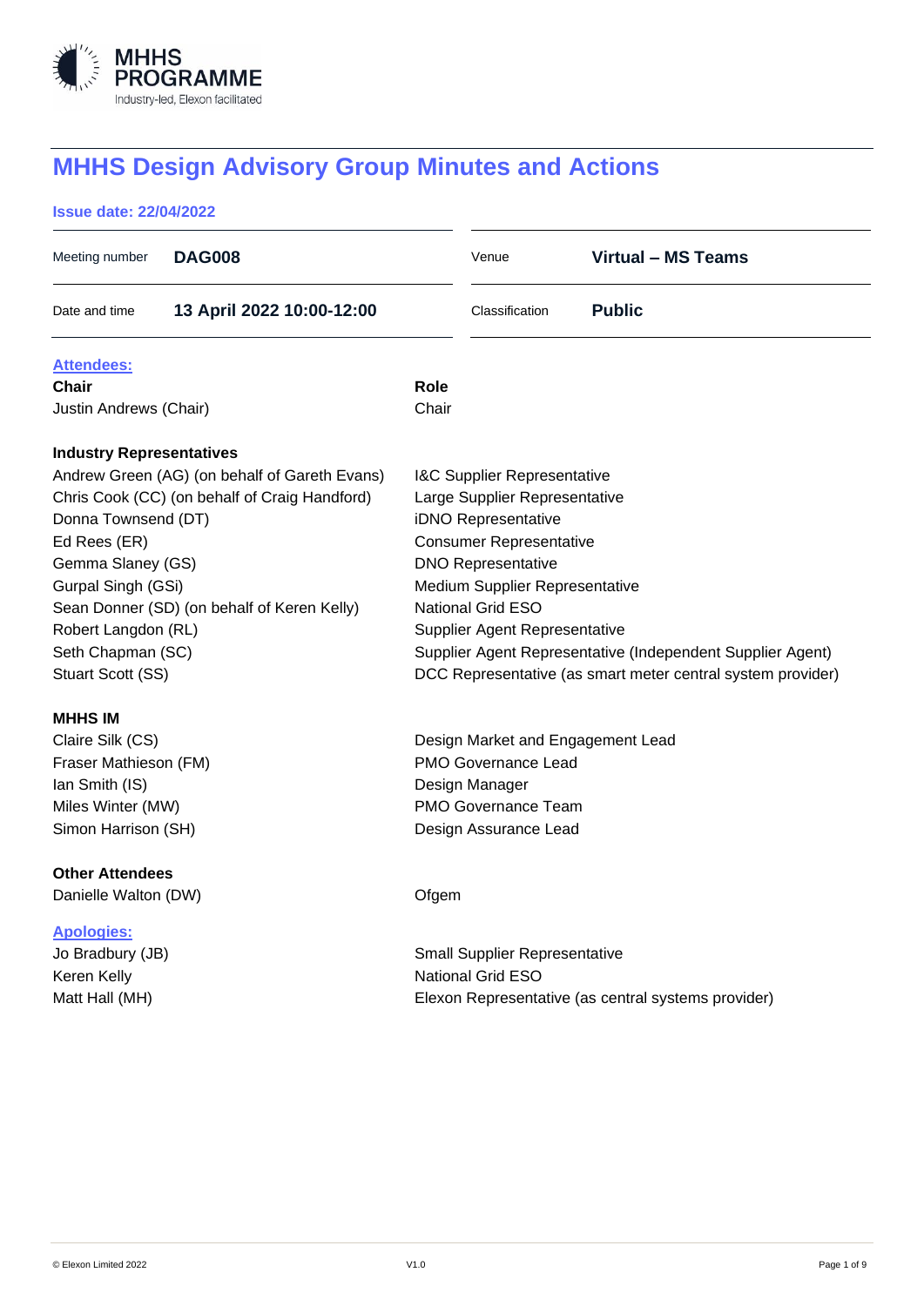# MHHS Design Advisory Group Minutes and Actions

**Issue date: 22/04/2022**

| | | | |
|---|---|---|---|
| Meeting number | **DAG008** | Venue | **Virtual – MS Teams** |
| Date and time | **13 April 2022 10:00-12:00** | Classification | **Public** |

## Attendees:

| **Chair** | **Role** |
|---|---|
| Justin Andrews (Chair) | Chair |

| **Industry Representatives** | |
|---|---|
| Andrew Green (AG) (on behalf of Gareth Evans) | I&C Supplier Representative |
| Chris Cook (CC) (on behalf of Craig Handford) | Large Supplier Representative |
| Donna Townsend (DT) | iDNO Representative |
| Ed Rees (ER) | Consumer Representative |
| Gemma Slaney (GS) | DNO Representative |
| Gurpal Singh (GSi) | Medium Supplier Representative |
| Sean Donner (SD) (on behalf of Keren Kelly) | National Grid ESO |
| Robert Langdon (RL) | Supplier Agent Representative |
| Seth Chapman (SC) | Supplier Agent Representative (Independent Supplier Agent) |
| Stuart Scott (SS) | DCC Representative (as smart meter central system provider) |

| **MHHS IM** | |
|---|---|
| Claire Silk (CS) | Design Market and Engagement Lead |
| Fraser Mathieson (FM) | PMO Governance Lead |
| Ian Smith (IS) | Design Manager |
| Miles Winter (MW) | PMO Governance Team |
| Simon Harrison (SH) | Design Assurance Lead |

| **Other Attendees** | |
|---|---|
| Danielle Walton (DW) | Ofgem |

## Apologies:

| | |
|---|---|
| Jo Bradbury (JB) | Small Supplier Representative |
| Keren Kelly | National Grid ESO |
| Matt Hall (MH) | Elexon Representative (as central systems provider) |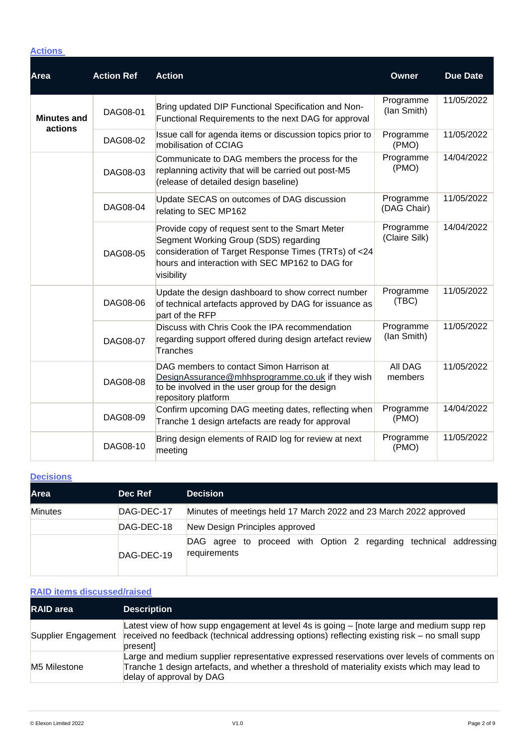## Actions

| Area | Action Ref | Action | Owner | Due Date |
|---|---|---|---|---|
| **Minutes and actions** | DAG08-01 | Bring updated DIP Functional Specification and Non-Functional Requirements to the next DAG for approval | Programme (Ian Smith) | 11/05/2022 |
| | DAG08-02 | Issue call for agenda items or discussion topics prior to mobilisation of CCIAG | Programme (PMO) | 11/05/2022 |
| | DAG08-03 | Communicate to DAG members the process for the replanning activity that will be carried out post-M5 (release of detailed design baseline) | Programme (PMO) | 14/04/2022 |
| | DAG08-04 | Update SECAS on outcomes of DAG discussion relating to SEC MP162 | Programme (DAG Chair) | 11/05/2022 |
| | DAG08-05 | Provide copy of request sent to the Smart Meter Segment Working Group (SDS) regarding consideration of Target Response Times (TRTs) of <24 hours and interaction with SEC MP162 to DAG for visibility | Programme (Claire Silk) | 14/04/2022 |
| | DAG08-06 | Update the design dashboard to show correct number of technical artefacts approved by DAG for issuance as part of the RFP | Programme (TBC) | 11/05/2022 |
| | DAG08-07 | Discuss with Chris Cook the IPA recommendation regarding support offered during design artefact review Tranches | Programme (Ian Smith) | 11/05/2022 |
| | DAG08-08 | DAG members to contact Simon Harrison at DesignAssurance@mhhsprogramme.co.uk if they wish to be involved in the user group for the design repository platform | All DAG members | 11/05/2022 |
| | DAG08-09 | Confirm upcoming DAG meeting dates, reflecting when Tranche 1 design artefacts are ready for approval | Programme (PMO) | 14/04/2022 |
| | DAG08-10 | Bring design elements of RAID log for review at next meeting | Programme (PMO) | 11/05/2022 |

## Decisions

| Area | Dec Ref | Decision |
|---|---|---|
| Minutes | DAG-DEC-17 | Minutes of meetings held 17 March 2022 and 23 March 2022 approved |
| | DAG-DEC-18 | New Design Principles approved |
| | DAG-DEC-19 | DAG agree to proceed with Option 2 regarding technical addressing requirements |

## RAID items discussed/raised

| RAID area | Description |
|---|---|
| Supplier Engagement | Latest view of how supp engagement at level 4s is going – [note large and medium supp rep received no feedback (technical addressing options) reflecting existing risk – no small supp present] |
| M5 Milestone | Large and medium supplier representative expressed reservations over levels of comments on Tranche 1 design artefacts, and whether a threshold of materiality exists which may lead to delay of approval by DAG |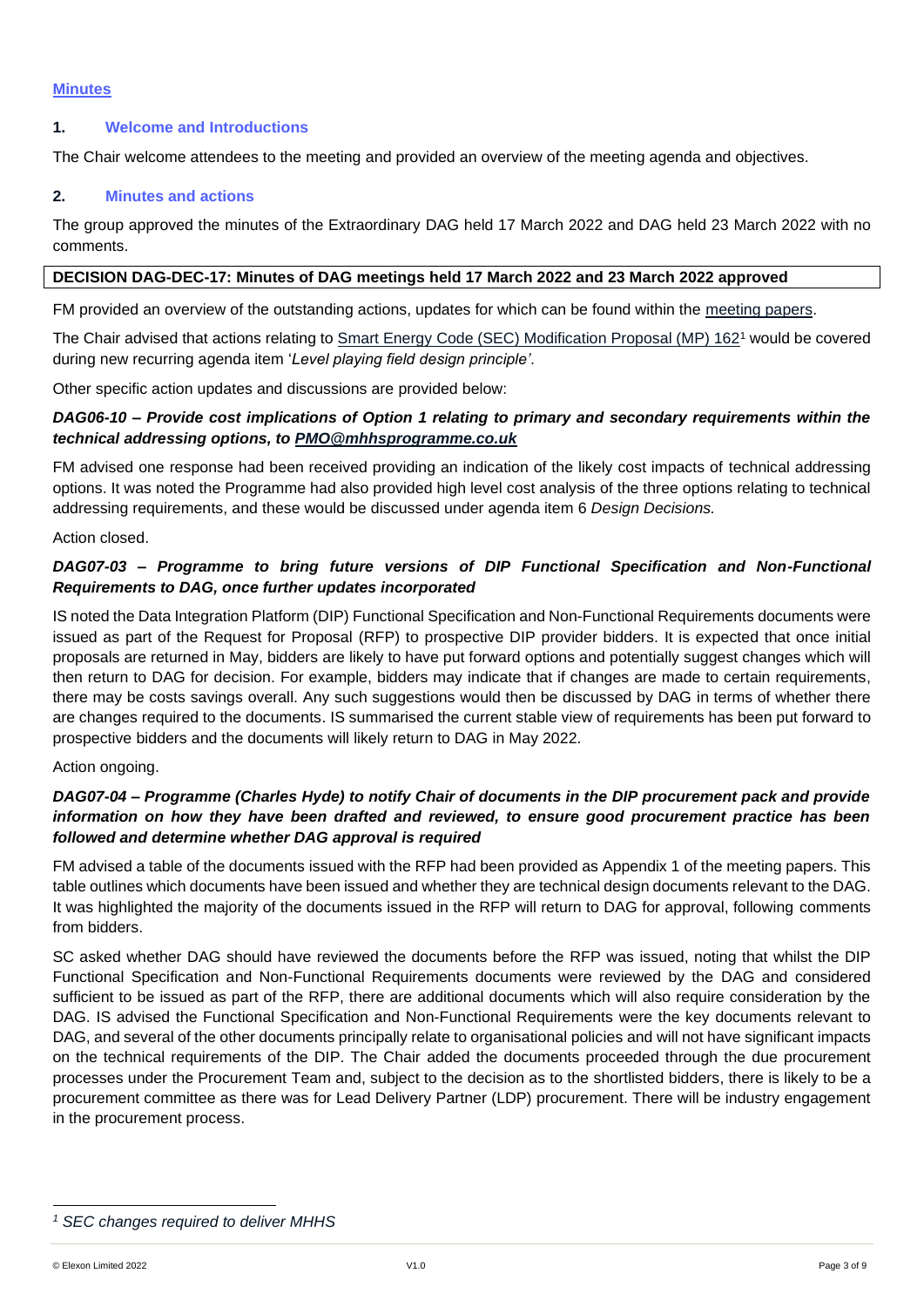## Minutes

### 1. Welcome and Introductions

The Chair welcome attendees to the meeting and provided an overview of the meeting agenda and objectives.

### 2. Minutes and actions

The group approved the minutes of the Extraordinary DAG held 17 March 2022 and DAG held 23 March 2022 with no comments.

**DECISION DAG-DEC-17: Minutes of DAG meetings held 17 March 2022 and 23 March 2022 approved**

FM provided an overview of the outstanding actions, updates for which can be found within the meeting papers.

The Chair advised that actions relating to Smart Energy Code (SEC) Modification Proposal (MP) 162[1] would be covered during new recurring agenda item '*Level playing field design principle'*.

Other specific action updates and discussions are provided below:

***DAG06-10 – Provide cost implications of Option 1 relating to primary and secondary requirements within the technical addressing options, to PMO@mhhsprogramme.co.uk***

FM advised one response had been received providing an indication of the likely cost impacts of technical addressing options. It was noted the Programme had also provided high level cost analysis of the three options relating to technical addressing requirements, and these would be discussed under agenda item 6 *Design Decisions.*

Action closed.

***DAG07-03 – Programme to bring future versions of DIP Functional Specification and Non-Functional Requirements to DAG, once further updates incorporated***

IS noted the Data Integration Platform (DIP) Functional Specification and Non-Functional Requirements documents were issued as part of the Request for Proposal (RFP) to prospective DIP provider bidders. It is expected that once initial proposals are returned in May, bidders are likely to have put forward options and potentially suggest changes which will then return to DAG for decision. For example, bidders may indicate that if changes are made to certain requirements, there may be costs savings overall. Any such suggestions would then be discussed by DAG in terms of whether there are changes required to the documents. IS summarised the current stable view of requirements has been put forward to prospective bidders and the documents will likely return to DAG in May 2022.

Action ongoing.

***DAG07-04 – Programme (Charles Hyde) to notify Chair of documents in the DIP procurement pack and provide information on how they have been drafted and reviewed, to ensure good procurement practice has been followed and determine whether DAG approval is required***

FM advised a table of the documents issued with the RFP had been provided as Appendix 1 of the meeting papers. This table outlines which documents have been issued and whether they are technical design documents relevant to the DAG. It was highlighted the majority of the documents issued in the RFP will return to DAG for approval, following comments from bidders.

SC asked whether DAG should have reviewed the documents before the RFP was issued, noting that whilst the DIP Functional Specification and Non-Functional Requirements documents were reviewed by the DAG and considered sufficient to be issued as part of the RFP, there are additional documents which will also require consideration by the DAG. IS advised the Functional Specification and Non-Functional Requirements were the key documents relevant to DAG, and several of the other documents principally relate to organisational policies and will not have significant impacts on the technical requirements of the DIP. The Chair added the documents proceeded through the due procurement processes under the Procurement Team and, subject to the decision as to the shortlisted bidders, there is likely to be a procurement committee as there was for Lead Delivery Partner (LDP) procurement. There will be industry engagement in the procurement process.

---

[1] *SEC changes required to deliver MHHS*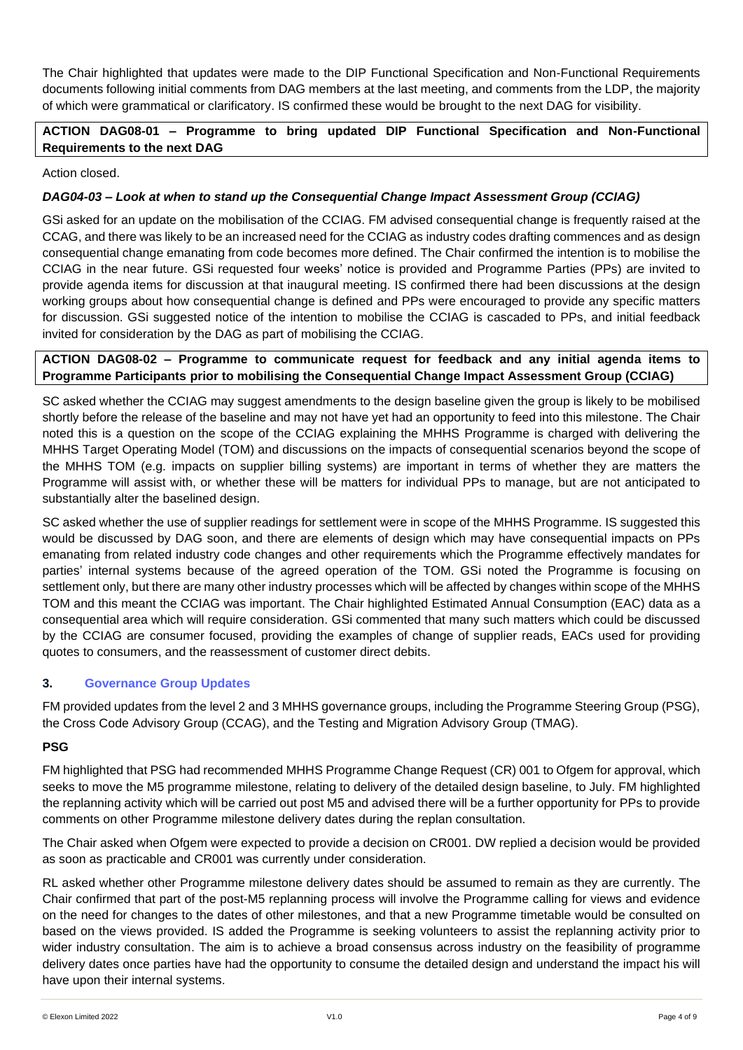The Chair highlighted that updates were made to the DIP Functional Specification and Non-Functional Requirements documents following initial comments from DAG members at the last meeting, and comments from the LDP, the majority of which were grammatical or clarificatory. IS confirmed these would be brought to the next DAG for visibility.

**ACTION DAG08-01 – Programme to bring updated DIP Functional Specification and Non-Functional Requirements to the next DAG**

Action closed.

***DAG04-03 – Look at when to stand up the Consequential Change Impact Assessment Group (CCIAG)***

GSi asked for an update on the mobilisation of the CCIAG. FM advised consequential change is frequently raised at the CCAG, and there was likely to be an increased need for the CCIAG as industry codes drafting commences and as design consequential change emanating from code becomes more defined. The Chair confirmed the intention is to mobilise the CCIAG in the near future. GSi requested four weeks' notice is provided and Programme Parties (PPs) are invited to provide agenda items for discussion at that inaugural meeting. IS confirmed there had been discussions at the design working groups about how consequential change is defined and PPs were encouraged to provide any specific matters for discussion. GSi suggested notice of the intention to mobilise the CCIAG is cascaded to PPs, and initial feedback invited for consideration by the DAG as part of mobilising the CCIAG.

**ACTION DAG08-02 – Programme to communicate request for feedback and any initial agenda items to Programme Participants prior to mobilising the Consequential Change Impact Assessment Group (CCIAG)**

SC asked whether the CCIAG may suggest amendments to the design baseline given the group is likely to be mobilised shortly before the release of the baseline and may not have yet had an opportunity to feed into this milestone. The Chair noted this is a question on the scope of the CCIAG explaining the MHHS Programme is charged with delivering the MHHS Target Operating Model (TOM) and discussions on the impacts of consequential scenarios beyond the scope of the MHHS TOM (e.g. impacts on supplier billing systems) are important in terms of whether they are matters the Programme will assist with, or whether these will be matters for individual PPs to manage, but are not anticipated to substantially alter the baselined design.

SC asked whether the use of supplier readings for settlement were in scope of the MHHS Programme. IS suggested this would be discussed by DAG soon, and there are elements of design which may have consequential impacts on PPs emanating from related industry code changes and other requirements which the Programme effectively mandates for parties' internal systems because of the agreed operation of the TOM. GSi noted the Programme is focusing on settlement only, but there are many other industry processes which will be affected by changes within scope of the MHHS TOM and this meant the CCIAG was important. The Chair highlighted Estimated Annual Consumption (EAC) data as a consequential area which will require consideration. GSi commented that many such matters which could be discussed by the CCIAG are consumer focused, providing the examples of change of supplier reads, EACs used for providing quotes to consumers, and the reassessment of customer direct debits.

## 3. Governance Group Updates

FM provided updates from the level 2 and 3 MHHS governance groups, including the Programme Steering Group (PSG), the Cross Code Advisory Group (CCAG), and the Testing and Migration Advisory Group (TMAG).

**PSG**

FM highlighted that PSG had recommended MHHS Programme Change Request (CR) 001 to Ofgem for approval, which seeks to move the M5 programme milestone, relating to delivery of the detailed design baseline, to July. FM highlighted the replanning activity which will be carried out post M5 and advised there will be a further opportunity for PPs to provide comments on other Programme milestone delivery dates during the replan consultation.

The Chair asked when Ofgem were expected to provide a decision on CR001. DW replied a decision would be provided as soon as practicable and CR001 was currently under consideration.

RL asked whether other Programme milestone delivery dates should be assumed to remain as they are currently. The Chair confirmed that part of the post-M5 replanning process will involve the Programme calling for views and evidence on the need for changes to the dates of other milestones, and that a new Programme timetable would be consulted on based on the views provided. IS added the Programme is seeking volunteers to assist the replanning activity prior to wider industry consultation. The aim is to achieve a broad consensus across industry on the feasibility of programme delivery dates once parties have had the opportunity to consume the detailed design and understand the impact his will have upon their internal systems.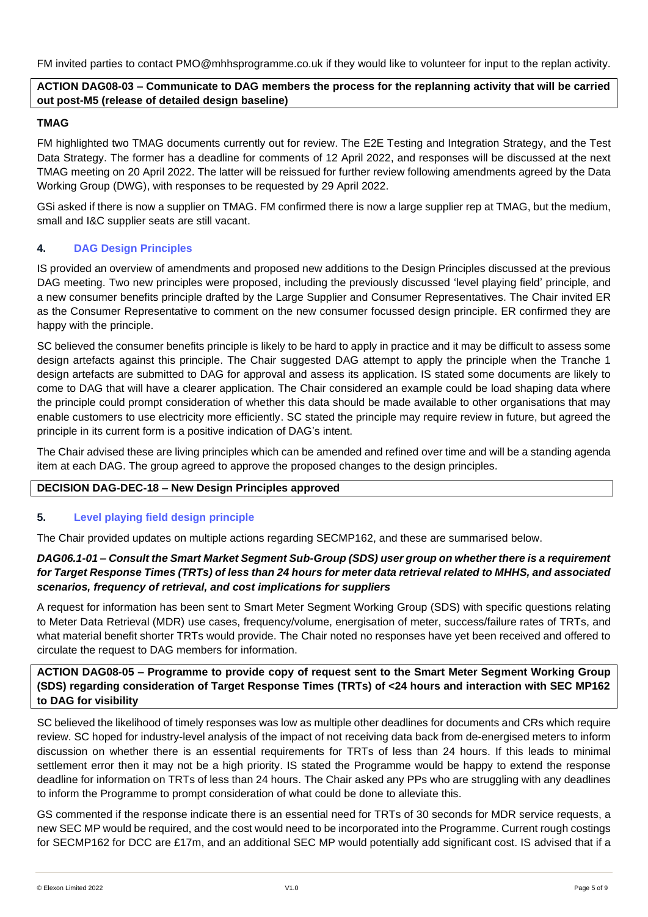FM invited parties to contact PMO@mhhsprogramme.co.uk if they would like to volunteer for input to the replan activity.

**ACTION DAG08-03 – Communicate to DAG members the process for the replanning activity that will be carried out post-M5 (release of detailed design baseline)**

**TMAG**

FM highlighted two TMAG documents currently out for review. The E2E Testing and Integration Strategy, and the Test Data Strategy. The former has a deadline for comments of 12 April 2022, and responses will be discussed at the next TMAG meeting on 20 April 2022. The latter will be reissued for further review following amendments agreed by the Data Working Group (DWG), with responses to be requested by 29 April 2022.

GSi asked if there is now a supplier on TMAG. FM confirmed there is now a large supplier rep at TMAG, but the medium, small and I&C supplier seats are still vacant.

## 4. DAG Design Principles

IS provided an overview of amendments and proposed new additions to the Design Principles discussed at the previous DAG meeting. Two new principles were proposed, including the previously discussed 'level playing field' principle, and a new consumer benefits principle drafted by the Large Supplier and Consumer Representatives. The Chair invited ER as the Consumer Representative to comment on the new consumer focussed design principle. ER confirmed they are happy with the principle.

SC believed the consumer benefits principle is likely to be hard to apply in practice and it may be difficult to assess some design artefacts against this principle. The Chair suggested DAG attempt to apply the principle when the Tranche 1 design artefacts are submitted to DAG for approval and assess its application. IS stated some documents are likely to come to DAG that will have a clearer application. The Chair considered an example could be load shaping data where the principle could prompt consideration of whether this data should be made available to other organisations that may enable customers to use electricity more efficiently. SC stated the principle may require review in future, but agreed the principle in its current form is a positive indication of DAG's intent.

The Chair advised these are living principles which can be amended and refined over time and will be a standing agenda item at each DAG. The group agreed to approve the proposed changes to the design principles.

**DECISION DAG-DEC-18 – New Design Principles approved**

## 5. Level playing field design principle

The Chair provided updates on multiple actions regarding SECMP162, and these are summarised below.

***DAG06.1-01 – Consult the Smart Market Segment Sub-Group (SDS) user group on whether there is a requirement for Target Response Times (TRTs) of less than 24 hours for meter data retrieval related to MHHS, and associated scenarios, frequency of retrieval, and cost implications for suppliers***

A request for information has been sent to Smart Meter Segment Working Group (SDS) with specific questions relating to Meter Data Retrieval (MDR) use cases, frequency/volume, energisation of meter, success/failure rates of TRTs, and what material benefit shorter TRTs would provide. The Chair noted no responses have yet been received and offered to circulate the request to DAG members for information.

**ACTION DAG08-05 – Programme to provide copy of request sent to the Smart Meter Segment Working Group (SDS) regarding consideration of Target Response Times (TRTs) of <24 hours and interaction with SEC MP162 to DAG for visibility**

SC believed the likelihood of timely responses was low as multiple other deadlines for documents and CRs which require review. SC hoped for industry-level analysis of the impact of not receiving data back from de-energised meters to inform discussion on whether there is an essential requirements for TRTs of less than 24 hours. If this leads to minimal settlement error then it may not be a high priority. IS stated the Programme would be happy to extend the response deadline for information on TRTs of less than 24 hours. The Chair asked any PPs who are struggling with any deadlines to inform the Programme to prompt consideration of what could be done to alleviate this.

GS commented if the response indicate there is an essential need for TRTs of 30 seconds for MDR service requests, a new SEC MP would be required, and the cost would need to be incorporated into the Programme. Current rough costings for SECMP162 for DCC are £17m, and an additional SEC MP would potentially add significant cost. IS advised that if a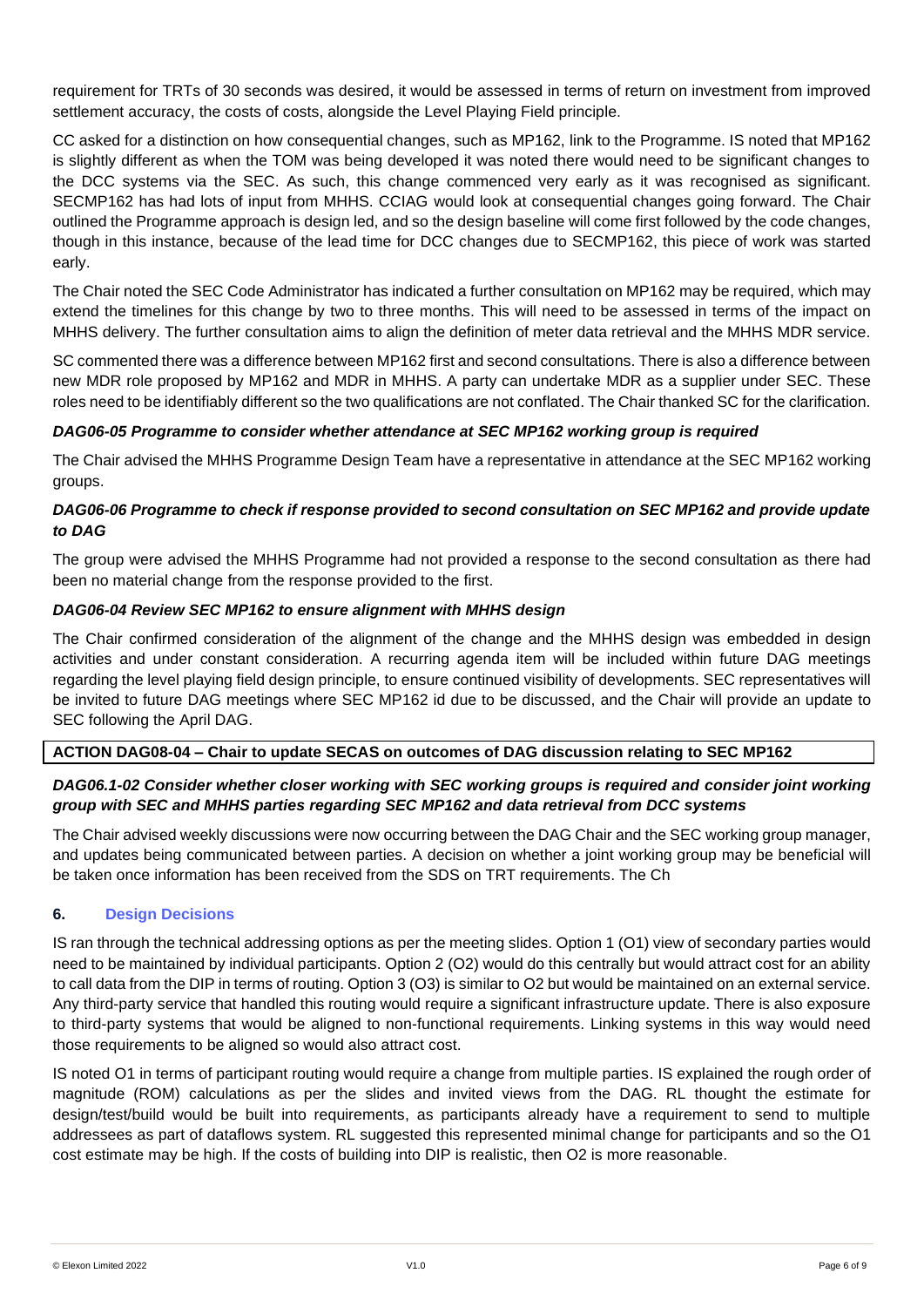requirement for TRTs of 30 seconds was desired, it would be assessed in terms of return on investment from improved settlement accuracy, the costs of costs, alongside the Level Playing Field principle.

CC asked for a distinction on how consequential changes, such as MP162, link to the Programme. IS noted that MP162 is slightly different as when the TOM was being developed it was noted there would need to be significant changes to the DCC systems via the SEC. As such, this change commenced very early as it was recognised as significant. SECMP162 has had lots of input from MHHS. CCIAG would look at consequential changes going forward. The Chair outlined the Programme approach is design led, and so the design baseline will come first followed by the code changes, though in this instance, because of the lead time for DCC changes due to SECMP162, this piece of work was started early.

The Chair noted the SEC Code Administrator has indicated a further consultation on MP162 may be required, which may extend the timelines for this change by two to three months. This will need to be assessed in terms of the impact on MHHS delivery. The further consultation aims to align the definition of meter data retrieval and the MHHS MDR service.

SC commented there was a difference between MP162 first and second consultations. There is also a difference between new MDR role proposed by MP162 and MDR in MHHS. A party can undertake MDR as a supplier under SEC. These roles need to be identifiably different so the two qualifications are not conflated. The Chair thanked SC for the clarification.

***DAG06-05 Programme to consider whether attendance at SEC MP162 working group is required***

The Chair advised the MHHS Programme Design Team have a representative in attendance at the SEC MP162 working groups.

***DAG06-06 Programme to check if response provided to second consultation on SEC MP162 and provide update to DAG***

The group were advised the MHHS Programme had not provided a response to the second consultation as there had been no material change from the response provided to the first.

***DAG06-04 Review SEC MP162 to ensure alignment with MHHS design***

The Chair confirmed consideration of the alignment of the change and the MHHS design was embedded in design activities and under constant consideration. A recurring agenda item will be included within future DAG meetings regarding the level playing field design principle, to ensure continued visibility of developments. SEC representatives will be invited to future DAG meetings where SEC MP162 id due to be discussed, and the Chair will provide an update to SEC following the April DAG.

| **ACTION DAG08-04 – Chair to update SECAS on outcomes of DAG discussion relating to SEC MP162** |
|---|

***DAG06.1-02 Consider whether closer working with SEC working groups is required and consider joint working group with SEC and MHHS parties regarding SEC MP162 and data retrieval from DCC systems***

The Chair advised weekly discussions were now occurring between the DAG Chair and the SEC working group manager, and updates being communicated between parties. A decision on whether a joint working group may be beneficial will be taken once information has been received from the SDS on TRT requirements. The Ch

## 6. Design Decisions

IS ran through the technical addressing options as per the meeting slides. Option 1 (O1) view of secondary parties would need to be maintained by individual participants. Option 2 (O2) would do this centrally but would attract cost for an ability to call data from the DIP in terms of routing. Option 3 (O3) is similar to O2 but would be maintained on an external service. Any third-party service that handled this routing would require a significant infrastructure update. There is also exposure to third-party systems that would be aligned to non-functional requirements. Linking systems in this way would need those requirements to be aligned so would also attract cost.

IS noted O1 in terms of participant routing would require a change from multiple parties. IS explained the rough order of magnitude (ROM) calculations as per the slides and invited views from the DAG. RL thought the estimate for design/test/build would be built into requirements, as participants already have a requirement to send to multiple addressees as part of dataflows system. RL suggested this represented minimal change for participants and so the O1 cost estimate may be high. If the costs of building into DIP is realistic, then O2 is more reasonable.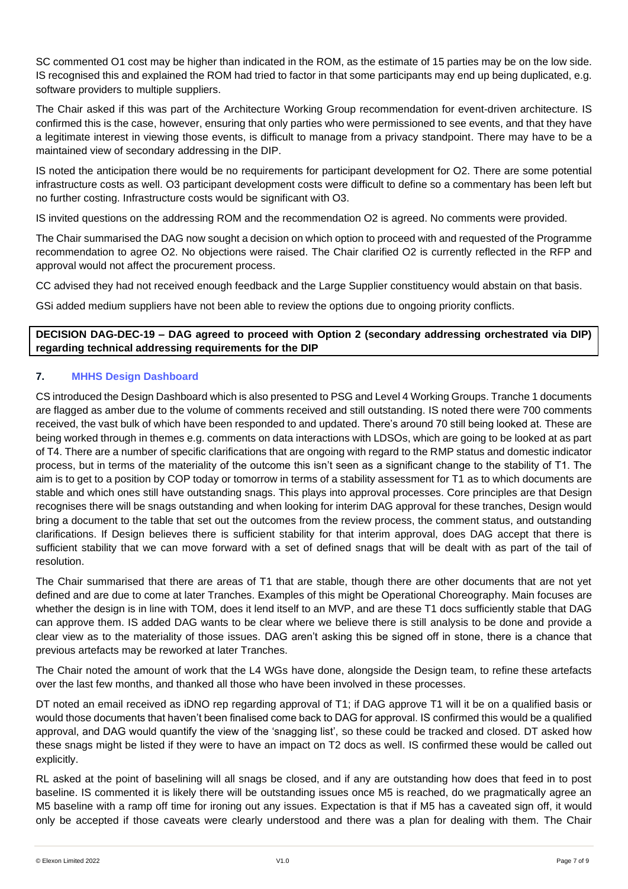SC commented O1 cost may be higher than indicated in the ROM, as the estimate of 15 parties may be on the low side. IS recognised this and explained the ROM had tried to factor in that some participants may end up being duplicated, e.g. software providers to multiple suppliers.

The Chair asked if this was part of the Architecture Working Group recommendation for event-driven architecture. IS confirmed this is the case, however, ensuring that only parties who were permissioned to see events, and that they have a legitimate interest in viewing those events, is difficult to manage from a privacy standpoint. There may have to be a maintained view of secondary addressing in the DIP.

IS noted the anticipation there would be no requirements for participant development for O2. There are some potential infrastructure costs as well. O3 participant development costs were difficult to define so a commentary has been left but no further costing. Infrastructure costs would be significant with O3.

IS invited questions on the addressing ROM and the recommendation O2 is agreed. No comments were provided.

The Chair summarised the DAG now sought a decision on which option to proceed with and requested of the Programme recommendation to agree O2. No objections were raised. The Chair clarified O2 is currently reflected in the RFP and approval would not affect the procurement process.

CC advised they had not received enough feedback and the Large Supplier constituency would abstain on that basis.

GSi added medium suppliers have not been able to review the options due to ongoing priority conflicts.

**DECISION DAG-DEC-19 – DAG agreed to proceed with Option 2 (secondary addressing orchestrated via DIP) regarding technical addressing requirements for the DIP**

## 7. MHHS Design Dashboard

CS introduced the Design Dashboard which is also presented to PSG and Level 4 Working Groups. Tranche 1 documents are flagged as amber due to the volume of comments received and still outstanding. IS noted there were 700 comments received, the vast bulk of which have been responded to and updated. There's around 70 still being looked at. These are being worked through in themes e.g. comments on data interactions with LDSOs, which are going to be looked at as part of T4. There are a number of specific clarifications that are ongoing with regard to the RMP status and domestic indicator process, but in terms of the materiality of the outcome this isn't seen as a significant change to the stability of T1. The aim is to get to a position by COP today or tomorrow in terms of a stability assessment for T1 as to which documents are stable and which ones still have outstanding snags. This plays into approval processes. Core principles are that Design recognises there will be snags outstanding and when looking for interim DAG approval for these tranches, Design would bring a document to the table that set out the outcomes from the review process, the comment status, and outstanding clarifications. If Design believes there is sufficient stability for that interim approval, does DAG accept that there is sufficient stability that we can move forward with a set of defined snags that will be dealt with as part of the tail of resolution.

The Chair summarised that there are areas of T1 that are stable, though there are other documents that are not yet defined and are due to come at later Tranches. Examples of this might be Operational Choreography. Main focuses are whether the design is in line with TOM, does it lend itself to an MVP, and are these T1 docs sufficiently stable that DAG can approve them. IS added DAG wants to be clear where we believe there is still analysis to be done and provide a clear view as to the materiality of those issues. DAG aren't asking this be signed off in stone, there is a chance that previous artefacts may be reworked at later Tranches.

The Chair noted the amount of work that the L4 WGs have done, alongside the Design team, to refine these artefacts over the last few months, and thanked all those who have been involved in these processes.

DT noted an email received as iDNO rep regarding approval of T1; if DAG approve T1 will it be on a qualified basis or would those documents that haven't been finalised come back to DAG for approval. IS confirmed this would be a qualified approval, and DAG would quantify the view of the 'snagging list', so these could be tracked and closed. DT asked how these snags might be listed if they were to have an impact on T2 docs as well. IS confirmed these would be called out explicitly.

RL asked at the point of baselining will all snags be closed, and if any are outstanding how does that feed in to post baseline. IS commented it is likely there will be outstanding issues once M5 is reached, do we pragmatically agree an M5 baseline with a ramp off time for ironing out any issues. Expectation is that if M5 has a caveated sign off, it would only be accepted if those caveats were clearly understood and there was a plan for dealing with them. The Chair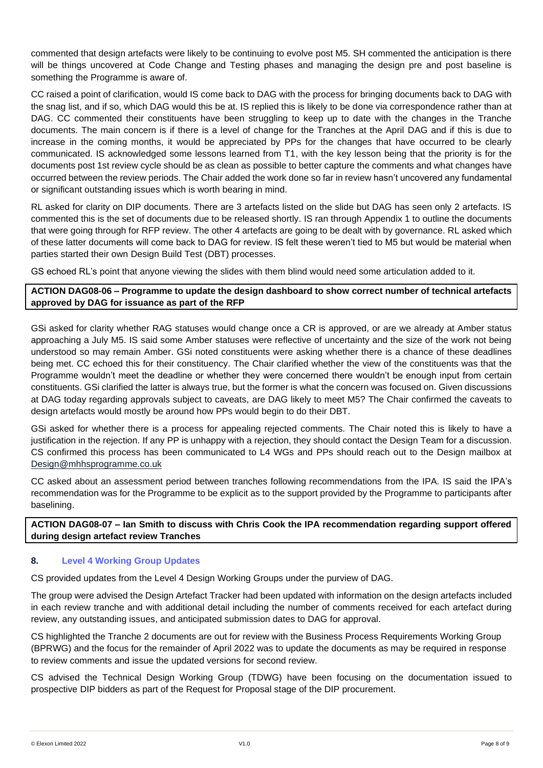commented that design artefacts were likely to be continuing to evolve post M5. SH commented the anticipation is there will be things uncovered at Code Change and Testing phases and managing the design pre and post baseline is something the Programme is aware of.

CC raised a point of clarification, would IS come back to DAG with the process for bringing documents back to DAG with the snag list, and if so, which DAG would this be at. IS replied this is likely to be done via correspondence rather than at DAG. CC commented their constituents have been struggling to keep up to date with the changes in the Tranche documents. The main concern is if there is a level of change for the Tranches at the April DAG and if this is due to increase in the coming months, it would be appreciated by PPs for the changes that have occurred to be clearly communicated. IS acknowledged some lessons learned from T1, with the key lesson being that the priority is for the documents post 1st review cycle should be as clean as possible to better capture the comments and what changes have occurred between the review periods. The Chair added the work done so far in review hasn't uncovered any fundamental or significant outstanding issues which is worth bearing in mind.

RL asked for clarity on DIP documents. There are 3 artefacts listed on the slide but DAG has seen only 2 artefacts. IS commented this is the set of documents due to be released shortly. IS ran through Appendix 1 to outline the documents that were going through for RFP review. The other 4 artefacts are going to be dealt with by governance. RL asked which of these latter documents will come back to DAG for review. IS felt these weren't tied to M5 but would be material when parties started their own Design Build Test (DBT) processes.

GS echoed RL's point that anyone viewing the slides with them blind would need some articulation added to it.

**ACTION DAG08-06 – Programme to update the design dashboard to show correct number of technical artefacts approved by DAG for issuance as part of the RFP**

GSi asked for clarity whether RAG statuses would change once a CR is approved, or are we already at Amber status approaching a July M5. IS said some Amber statuses were reflective of uncertainty and the size of the work not being understood so may remain Amber. GSi noted constituents were asking whether there is a chance of these deadlines being met. CC echoed this for their constituency. The Chair clarified whether the view of the constituents was that the Programme wouldn't meet the deadline or whether they were concerned there wouldn't be enough input from certain constituents. GSi clarified the latter is always true, but the former is what the concern was focused on. Given discussions at DAG today regarding approvals subject to caveats, are DAG likely to meet M5? The Chair confirmed the caveats to design artefacts would mostly be around how PPs would begin to do their DBT.

GSi asked for whether there is a process for appealing rejected comments. The Chair noted this is likely to have a justification in the rejection. If any PP is unhappy with a rejection, they should contact the Design Team for a discussion. CS confirmed this process has been communicated to L4 WGs and PPs should reach out to the Design mailbox at Design@mhhsprogramme.co.uk

CC asked about an assessment period between tranches following recommendations from the IPA. IS said the IPA's recommendation was for the Programme to be explicit as to the support provided by the Programme to participants after baselining.

**ACTION DAG08-07 – Ian Smith to discuss with Chris Cook the IPA recommendation regarding support offered during design artefact review Tranches**

## 8. Level 4 Working Group Updates

CS provided updates from the Level 4 Design Working Groups under the purview of DAG.

The group were advised the Design Artefact Tracker had been updated with information on the design artefacts included in each review tranche and with additional detail including the number of comments received for each artefact during review, any outstanding issues, and anticipated submission dates to DAG for approval.

CS highlighted the Tranche 2 documents are out for review with the Business Process Requirements Working Group (BPRWG) and the focus for the remainder of April 2022 was to update the documents as may be required in response to review comments and issue the updated versions for second review.

CS advised the Technical Design Working Group (TDWG) have been focusing on the documentation issued to prospective DIP bidders as part of the Request for Proposal stage of the DIP procurement.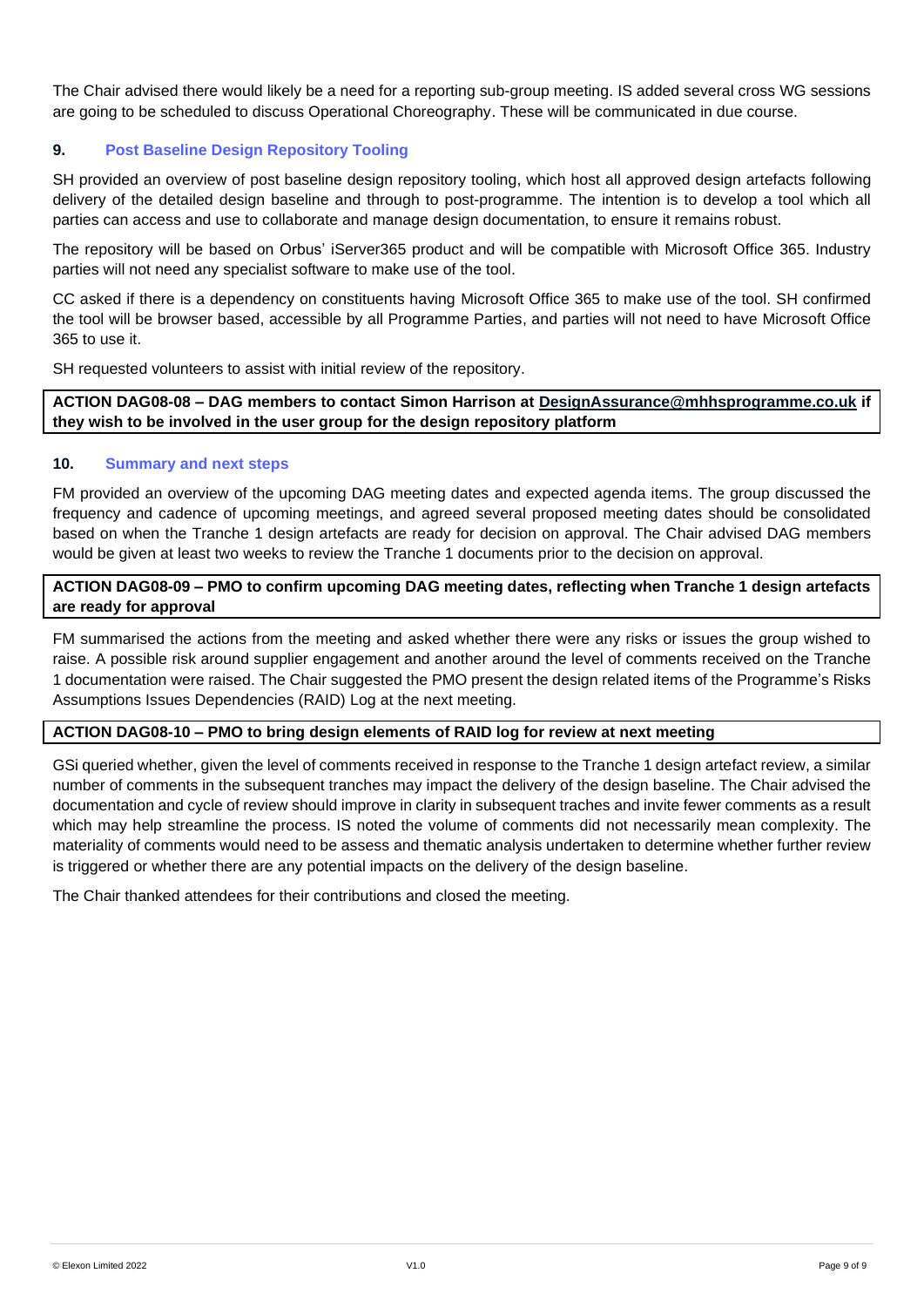The Chair advised there would likely be a need for a reporting sub-group meeting. IS added several cross WG sessions are going to be scheduled to discuss Operational Choreography. These will be communicated in due course.

## 9. Post Baseline Design Repository Tooling

SH provided an overview of post baseline design repository tooling, which host all approved design artefacts following delivery of the detailed design baseline and through to post-programme. The intention is to develop a tool which all parties can access and use to collaborate and manage design documentation, to ensure it remains robust.

The repository will be based on Orbus' iServer365 product and will be compatible with Microsoft Office 365. Industry parties will not need any specialist software to make use of the tool.

CC asked if there is a dependency on constituents having Microsoft Office 365 to make use of the tool. SH confirmed the tool will be browser based, accessible by all Programme Parties, and parties will not need to have Microsoft Office 365 to use it.

SH requested volunteers to assist with initial review of the repository.

**ACTION DAG08-08 – DAG members to contact Simon Harrison at DesignAssurance@mhhsprogramme.co.uk if they wish to be involved in the user group for the design repository platform**

## 10. Summary and next steps

FM provided an overview of the upcoming DAG meeting dates and expected agenda items. The group discussed the frequency and cadence of upcoming meetings, and agreed several proposed meeting dates should be consolidated based on when the Tranche 1 design artefacts are ready for decision on approval. The Chair advised DAG members would be given at least two weeks to review the Tranche 1 documents prior to the decision on approval.

**ACTION DAG08-09 – PMO to confirm upcoming DAG meeting dates, reflecting when Tranche 1 design artefacts are ready for approval**

FM summarised the actions from the meeting and asked whether there were any risks or issues the group wished to raise. A possible risk around supplier engagement and another around the level of comments received on the Tranche 1 documentation were raised. The Chair suggested the PMO present the design related items of the Programme's Risks Assumptions Issues Dependencies (RAID) Log at the next meeting.

**ACTION DAG08-10 – PMO to bring design elements of RAID log for review at next meeting**

GSi queried whether, given the level of comments received in response to the Tranche 1 design artefact review, a similar number of comments in the subsequent tranches may impact the delivery of the design baseline. The Chair advised the documentation and cycle of review should improve in clarity in subsequent traches and invite fewer comments as a result which may help streamline the process. IS noted the volume of comments did not necessarily mean complexity. The materiality of comments would need to be assess and thematic analysis undertaken to determine whether further review is triggered or whether there are any potential impacts on the delivery of the design baseline.

The Chair thanked attendees for their contributions and closed the meeting.